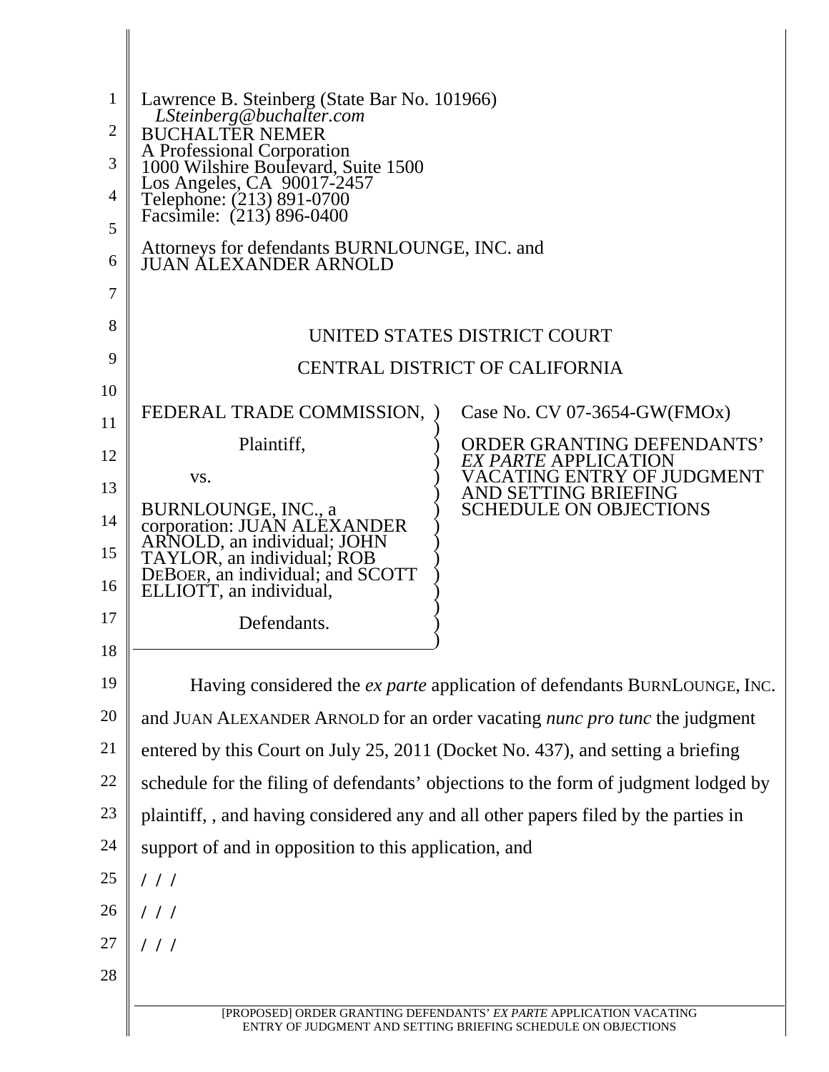Lawrence B. Steinberg (State Bar No. 101966)
*LSteinberg@buchalter.com*
BUCHALTER NEMER
A Professional Corporation
1000 Wilshire Boulevard, Suite 1500
Los Angeles, CA 90017-2457
Telephone: (213) 891-0700
Facsimile: (213) 896-0400

Attorneys for defendants BURNLOUNGE, INC. and
JUAN ALEXANDER ARNOLD

UNITED STATES DISTRICT COURT

CENTRAL DISTRICT OF CALIFORNIA

| | |
|---|---|
| FEDERAL TRADE COMMISSION,<br><br>Plaintiff,<br><br>vs.<br><br>BURNLOUNGE, INC., a corporation: JUAN ALEXANDER ARNOLD, an individual; JOHN TAYLOR, an individual; ROB DEBOER, an individual; and SCOTT ELLIOTT, an individual,<br><br>Defendants. | Case No. CV 07-3654-GW(FMOx)<br><br>ORDER GRANTING DEFENDANTS' *EX PARTE* APPLICATION VACATING ENTRY OF JUDGMENT AND SETTING BRIEFING SCHEDULE ON OBJECTIONS |

Having considered the *ex parte* application of defendants BURNLOUNGE, INC. and JUAN ALEXANDER ARNOLD for an order vacating *nunc pro tunc* the judgment entered by this Court on July 25, 2011 (Docket No. 437), and setting a briefing schedule for the filing of defendants' objections to the form of judgment lodged by plaintiff, , and having considered any and all other papers filed by the parties in support of and in opposition to this application, and

/ / /

/ / /

/ / /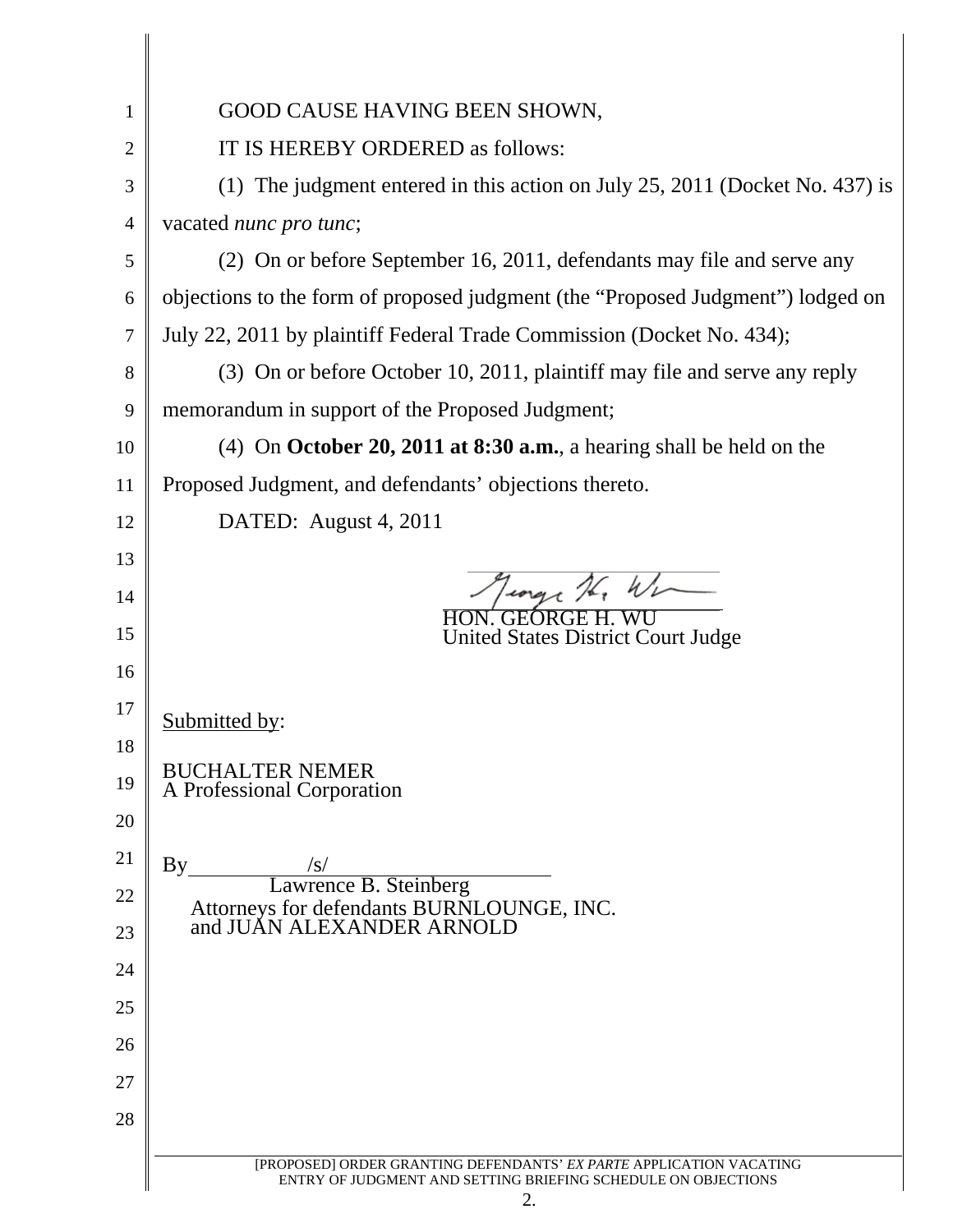GOOD CAUSE HAVING BEEN SHOWN,

IT IS HEREBY ORDERED as follows:

(1) The judgment entered in this action on July 25, 2011 (Docket No. 437) is vacated *nunc pro tunc*;

(2) On or before September 16, 2011, defendants may file and serve any objections to the form of proposed judgment (the "Proposed Judgment") lodged on July 22, 2011 by plaintiff Federal Trade Commission (Docket No. 434);

(3) On or before October 10, 2011, plaintiff may file and serve any reply memorandum in support of the Proposed Judgment;

(4) On **October 20, 2011 at 8:30 a.m.**, a hearing shall be held on the Proposed Judgment, and defendants' objections thereto.

DATED: August 4, 2011

HON. GEORGE H. WU
United States District Court Judge

Submitted by:

BUCHALTER NEMER
A Professional Corporation

By /s/
Lawrence B. Steinberg
Attorneys for defendants BURNLOUNGE, INC. and JUAN ALEXANDER ARNOLD

[PROPOSED] ORDER GRANTING DEFENDANTS' *EX PARTE* APPLICATION VACATING ENTRY OF JUDGMENT AND SETTING BRIEFING SCHEDULE ON OBJECTIONS